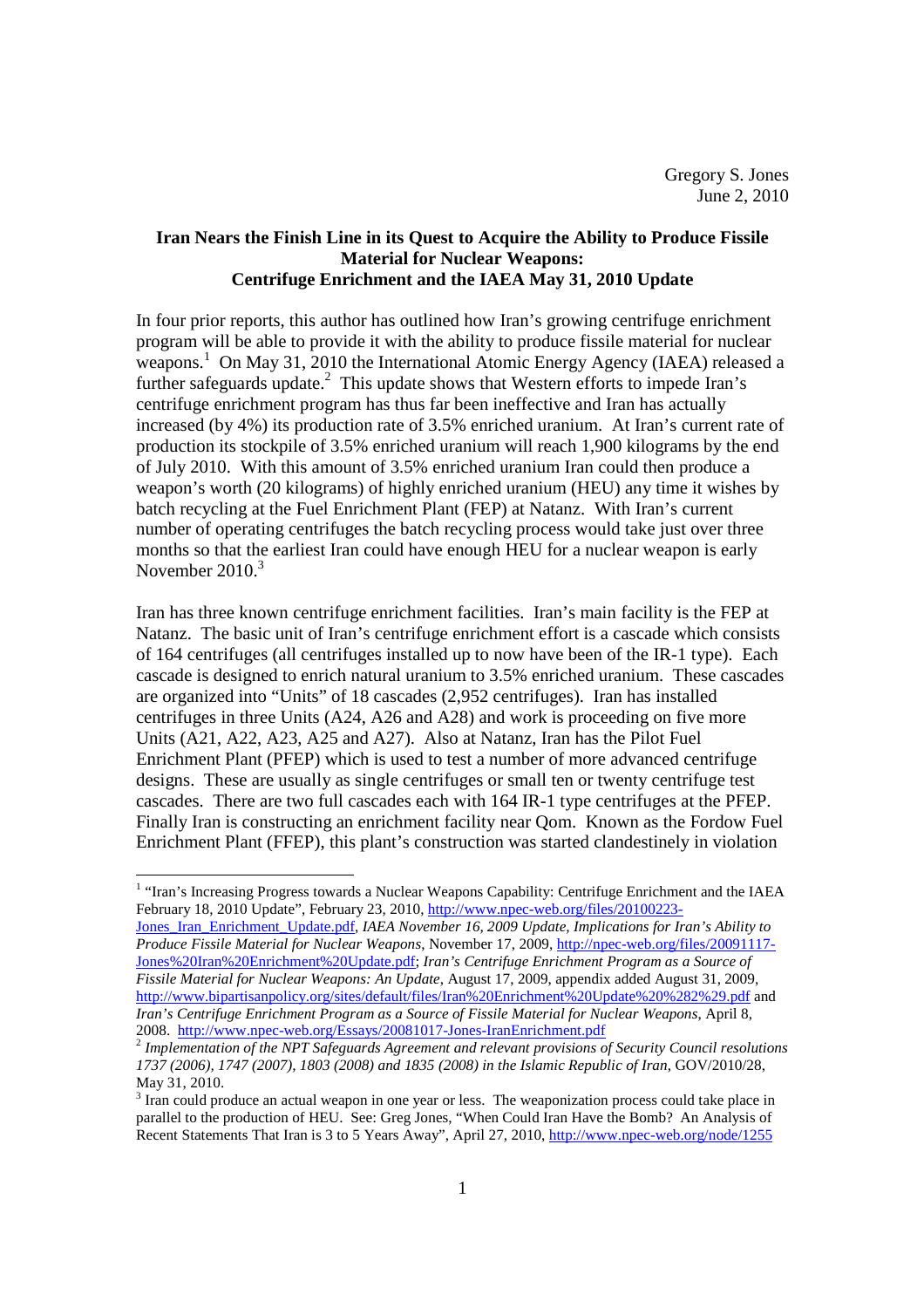Gregory S. Jones
June 2, 2010

**Iran Nears the Finish Line in its Quest to Acquire the Ability to Produce Fissile Material for Nuclear Weapons: Centrifuge Enrichment and the IAEA May 31, 2010 Update**

In four prior reports, this author has outlined how Iran's growing centrifuge enrichment program will be able to provide it with the ability to produce fissile material for nuclear weapons.[1] On May 31, 2010 the International Atomic Energy Agency (IAEA) released a further safeguards update.[2] This update shows that Western efforts to impede Iran's centrifuge enrichment program has thus far been ineffective and Iran has actually increased (by 4%) its production rate of 3.5% enriched uranium. At Iran's current rate of production its stockpile of 3.5% enriched uranium will reach 1,900 kilograms by the end of July 2010. With this amount of 3.5% enriched uranium Iran could then produce a weapon's worth (20 kilograms) of highly enriched uranium (HEU) any time it wishes by batch recycling at the Fuel Enrichment Plant (FEP) at Natanz. With Iran's current number of operating centrifuges the batch recycling process would take just over three months so that the earliest Iran could have enough HEU for a nuclear weapon is early November 2010.[3]

Iran has three known centrifuge enrichment facilities. Iran's main facility is the FEP at Natanz. The basic unit of Iran's centrifuge enrichment effort is a cascade which consists of 164 centrifuges (all centrifuges installed up to now have been of the IR-1 type). Each cascade is designed to enrich natural uranium to 3.5% enriched uranium. These cascades are organized into "Units" of 18 cascades (2,952 centrifuges). Iran has installed centrifuges in three Units (A24, A26 and A28) and work is proceeding on five more Units (A21, A22, A23, A25 and A27). Also at Natanz, Iran has the Pilot Fuel Enrichment Plant (PFEP) which is used to test a number of more advanced centrifuge designs. These are usually as single centrifuges or small ten or twenty centrifuge test cascades. There are two full cascades each with 164 IR-1 type centrifuges at the PFEP. Finally Iran is constructing an enrichment facility near Qom. Known as the Fordow Fuel Enrichment Plant (FFEP), this plant's construction was started clandestinely in violation

---

[1] "Iran's Increasing Progress towards a Nuclear Weapons Capability: Centrifuge Enrichment and the IAEA February 18, 2010 Update", February 23, 2010, http://www.npec-web.org/files/20100223-Jones_Iran_Enrichment_Update.pdf, *IAEA November 16, 2009 Update, Implications for Iran's Ability to Produce Fissile Material for Nuclear Weapons*, November 17, 2009, http://npec-web.org/files/20091117-Jones%20Iran%20Enrichment%20Update.pdf; *Iran's Centrifuge Enrichment Program as a Source of Fissile Material for Nuclear Weapons: An Update*, August 17, 2009, appendix added August 31, 2009, http://www.bipartisanpolicy.org/sites/default/files/Iran%20Enrichment%20Update%20%282%29.pdf and *Iran's Centrifuge Enrichment Program as a Source of Fissile Material for Nuclear Weapons*, April 8, 2008. http://www.npec-web.org/Essays/20081017-Jones-IranEnrichment.pdf

[2] *Implementation of the NPT Safeguards Agreement and relevant provisions of Security Council resolutions 1737 (2006), 1747 (2007), 1803 (2008) and 1835 (2008) in the Islamic Republic of Iran*, GOV/2010/28, May 31, 2010.

[3] Iran could produce an actual weapon in one year or less. The weaponization process could take place in parallel to the production of HEU. See: Greg Jones, "When Could Iran Have the Bomb? An Analysis of Recent Statements That Iran is 3 to 5 Years Away", April 27, 2010, http://www.npec-web.org/node/1255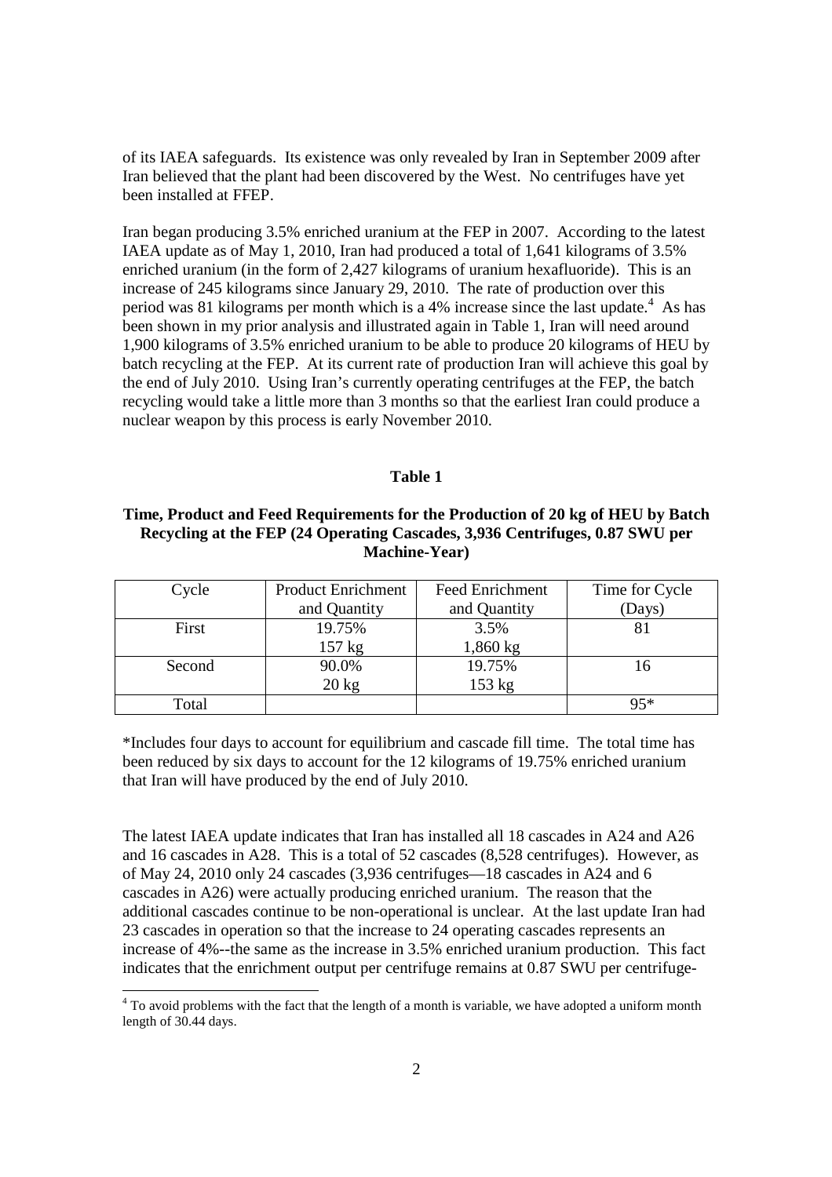of its IAEA safeguards. Its existence was only revealed by Iran in September 2009 after Iran believed that the plant had been discovered by the West. No centrifuges have yet been installed at FFEP.

Iran began producing 3.5% enriched uranium at the FEP in 2007. According to the latest IAEA update as of May 1, 2010, Iran had produced a total of 1,641 kilograms of 3.5% enriched uranium (in the form of 2,427 kilograms of uranium hexafluoride). This is an increase of 245 kilograms since January 29, 2010. The rate of production over this period was 81 kilograms per month which is a 4% increase since the last update.[4] As has been shown in my prior analysis and illustrated again in Table 1, Iran will need around 1,900 kilograms of 3.5% enriched uranium to be able to produce 20 kilograms of HEU by batch recycling at the FEP. At its current rate of production Iran will achieve this goal by the end of July 2010. Using Iran's currently operating centrifuges at the FEP, the batch recycling would take a little more than 3 months so that the earliest Iran could produce a nuclear weapon by this process is early November 2010.

**Table 1**

**Time, Product and Feed Requirements for the Production of 20 kg of HEU by Batch Recycling at the FEP (24 Operating Cascades, 3,936 Centrifuges, 0.87 SWU per Machine-Year)**

| Cycle | Product Enrichment and Quantity | Feed Enrichment and Quantity | Time for Cycle (Days) |
|---|---|---|---|
| First | 19.75% 157 kg | 3.5% 1,860 kg | 81 |
| Second | 90.0% 20 kg | 19.75% 153 kg | 16 |
| Total | | | 95* |

*Includes four days to account for equilibrium and cascade fill time. The total time has been reduced by six days to account for the 12 kilograms of 19.75% enriched uranium that Iran will have produced by the end of July 2010.

The latest IAEA update indicates that Iran has installed all 18 cascades in A24 and A26 and 16 cascades in A28. This is a total of 52 cascades (8,528 centrifuges). However, as of May 24, 2010 only 24 cascades (3,936 centrifuges—18 cascades in A24 and 6 cascades in A26) were actually producing enriched uranium. The reason that the additional cascades continue to be non-operational is unclear. At the last update Iran had 23 cascades in operation so that the increase to 24 operating cascades represents an increase of 4%--the same as the increase in 3.5% enriched uranium production. This fact indicates that the enrichment output per centrifuge remains at 0.87 SWU per centrifuge-

[4] To avoid problems with the fact that the length of a month is variable, we have adopted a uniform month length of 30.44 days.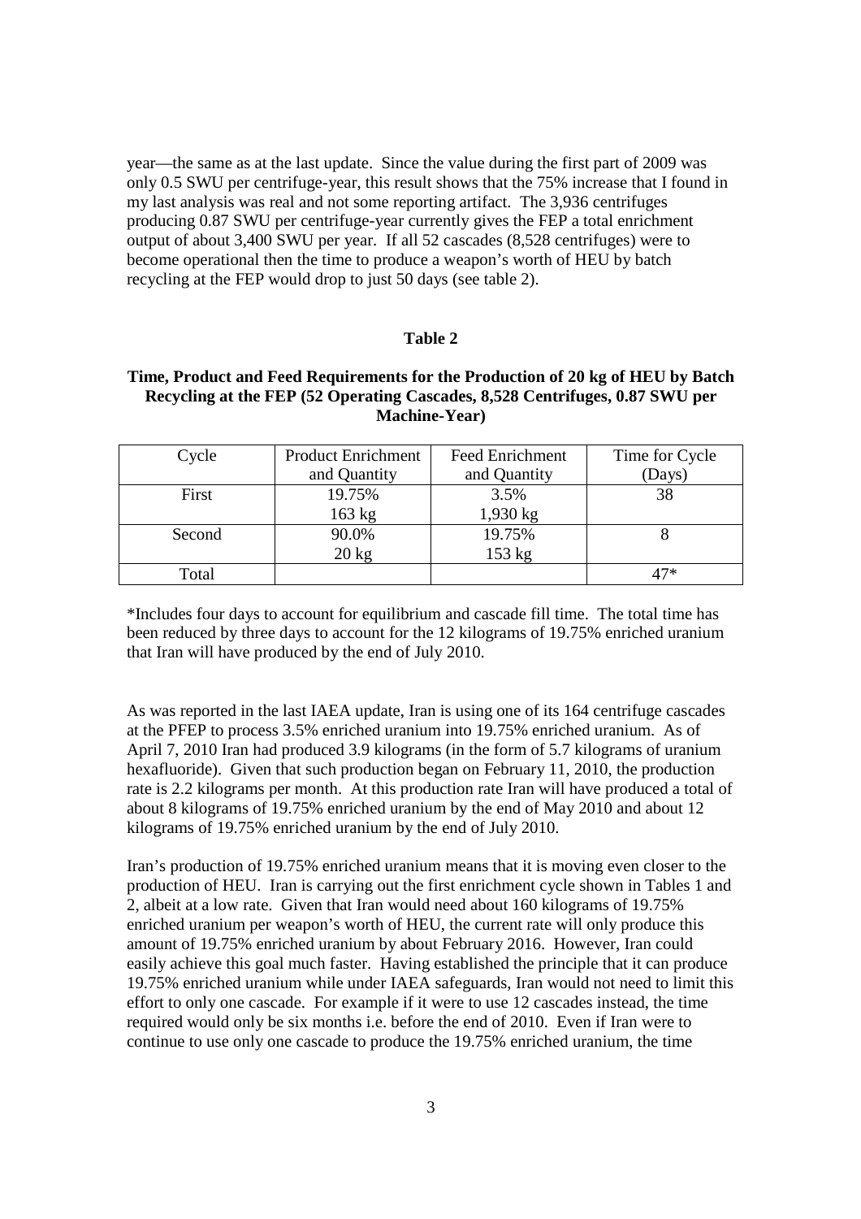year—the same as at the last update. Since the value during the first part of 2009 was only 0.5 SWU per centrifuge-year, this result shows that the 75% increase that I found in my last analysis was real and not some reporting artifact. The 3,936 centrifuges producing 0.87 SWU per centrifuge-year currently gives the FEP a total enrichment output of about 3,400 SWU per year. If all 52 cascades (8,528 centrifuges) were to become operational then the time to produce a weapon's worth of HEU by batch recycling at the FEP would drop to just 50 days (see table 2).

**Table 2**

**Time, Product and Feed Requirements for the Production of 20 kg of HEU by Batch Recycling at the FEP (52 Operating Cascades, 8,528 Centrifuges, 0.87 SWU per Machine-Year)**

| Cycle | Product Enrichment and Quantity | Feed Enrichment and Quantity | Time for Cycle (Days) |
|---|---|---|---|
| First | 19.75%<br>163 kg | 3.5%<br>1,930 kg | 38 |
| Second | 90.0%<br>20 kg | 19.75%<br>153 kg | 8 |
| Total | | | 47* |

*Includes four days to account for equilibrium and cascade fill time. The total time has been reduced by three days to account for the 12 kilograms of 19.75% enriched uranium that Iran will have produced by the end of July 2010.

As was reported in the last IAEA update, Iran is using one of its 164 centrifuge cascades at the PFEP to process 3.5% enriched uranium into 19.75% enriched uranium. As of April 7, 2010 Iran had produced 3.9 kilograms (in the form of 5.7 kilograms of uranium hexafluoride). Given that such production began on February 11, 2010, the production rate is 2.2 kilograms per month. At this production rate Iran will have produced a total of about 8 kilograms of 19.75% enriched uranium by the end of May 2010 and about 12 kilograms of 19.75% enriched uranium by the end of July 2010.

Iran's production of 19.75% enriched uranium means that it is moving even closer to the production of HEU. Iran is carrying out the first enrichment cycle shown in Tables 1 and 2, albeit at a low rate. Given that Iran would need about 160 kilograms of 19.75% enriched uranium per weapon's worth of HEU, the current rate will only produce this amount of 19.75% enriched uranium by about February 2016. However, Iran could easily achieve this goal much faster. Having established the principle that it can produce 19.75% enriched uranium while under IAEA safeguards, Iran would not need to limit this effort to only one cascade. For example if it were to use 12 cascades instead, the time required would only be six months i.e. before the end of 2010. Even if Iran were to continue to use only one cascade to produce the 19.75% enriched uranium, the time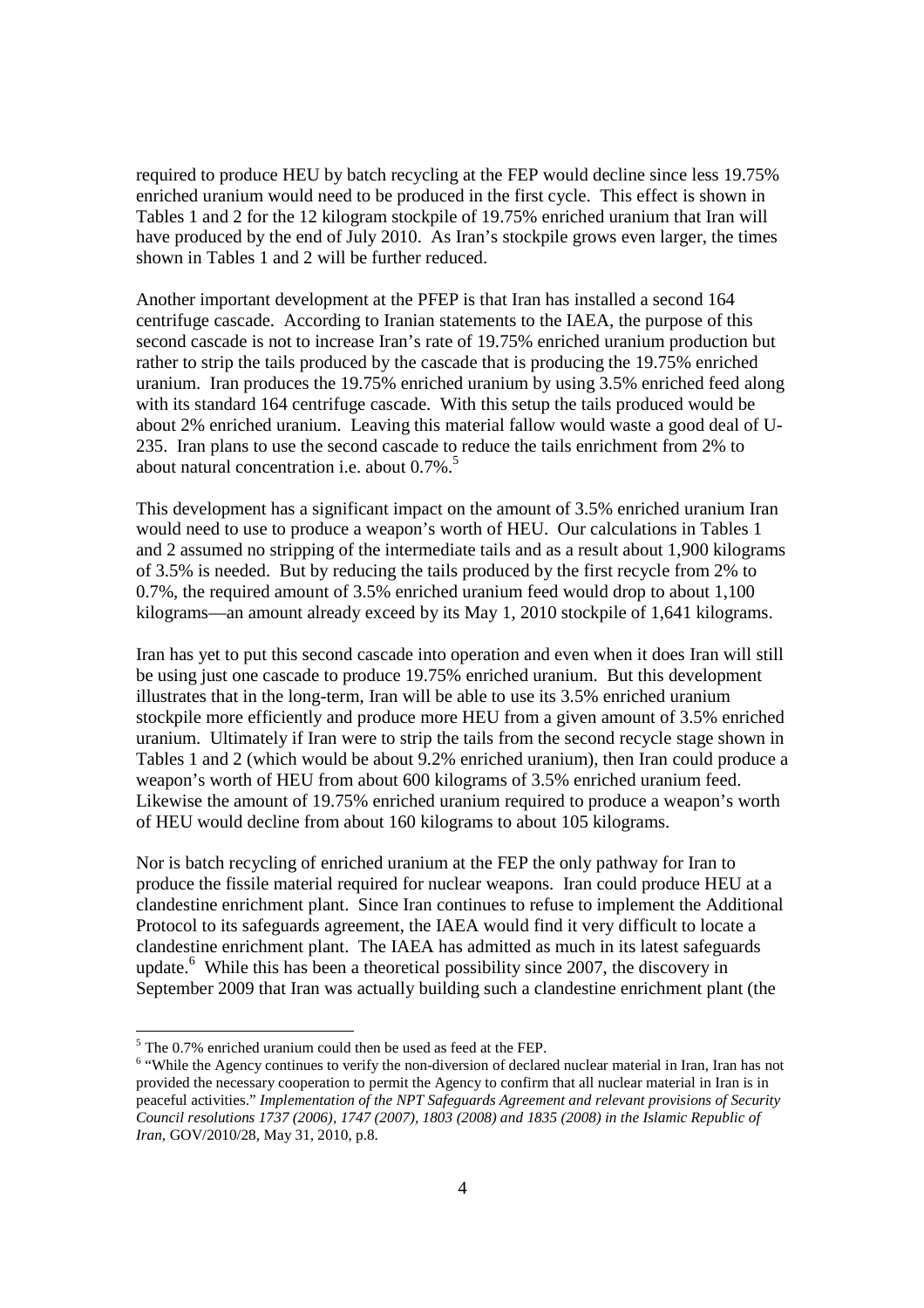required to produce HEU by batch recycling at the FEP would decline since less 19.75% enriched uranium would need to be produced in the first cycle. This effect is shown in Tables 1 and 2 for the 12 kilogram stockpile of 19.75% enriched uranium that Iran will have produced by the end of July 2010. As Iran's stockpile grows even larger, the times shown in Tables 1 and 2 will be further reduced.

Another important development at the PFEP is that Iran has installed a second 164 centrifuge cascade. According to Iranian statements to the IAEA, the purpose of this second cascade is not to increase Iran's rate of 19.75% enriched uranium production but rather to strip the tails produced by the cascade that is producing the 19.75% enriched uranium. Iran produces the 19.75% enriched uranium by using 3.5% enriched feed along with its standard 164 centrifuge cascade. With this setup the tails produced would be about 2% enriched uranium. Leaving this material fallow would waste a good deal of U-235. Iran plans to use the second cascade to reduce the tails enrichment from 2% to about natural concentration i.e. about 0.7%.[5]

This development has a significant impact on the amount of 3.5% enriched uranium Iran would need to use to produce a weapon's worth of HEU. Our calculations in Tables 1 and 2 assumed no stripping of the intermediate tails and as a result about 1,900 kilograms of 3.5% is needed. But by reducing the tails produced by the first recycle from 2% to 0.7%, the required amount of 3.5% enriched uranium feed would drop to about 1,100 kilograms—an amount already exceed by its May 1, 2010 stockpile of 1,641 kilograms.

Iran has yet to put this second cascade into operation and even when it does Iran will still be using just one cascade to produce 19.75% enriched uranium. But this development illustrates that in the long-term, Iran will be able to use its 3.5% enriched uranium stockpile more efficiently and produce more HEU from a given amount of 3.5% enriched uranium. Ultimately if Iran were to strip the tails from the second recycle stage shown in Tables 1 and 2 (which would be about 9.2% enriched uranium), then Iran could produce a weapon's worth of HEU from about 600 kilograms of 3.5% enriched uranium feed. Likewise the amount of 19.75% enriched uranium required to produce a weapon's worth of HEU would decline from about 160 kilograms to about 105 kilograms.

Nor is batch recycling of enriched uranium at the FEP the only pathway for Iran to produce the fissile material required for nuclear weapons. Iran could produce HEU at a clandestine enrichment plant. Since Iran continues to refuse to implement the Additional Protocol to its safeguards agreement, the IAEA would find it very difficult to locate a clandestine enrichment plant. The IAEA has admitted as much in its latest safeguards update.[6] While this has been a theoretical possibility since 2007, the discovery in September 2009 that Iran was actually building such a clandestine enrichment plant (the

---

[5] The 0.7% enriched uranium could then be used as feed at the FEP.

[6] "While the Agency continues to verify the non-diversion of declared nuclear material in Iran, Iran has not provided the necessary cooperation to permit the Agency to confirm that all nuclear material in Iran is in peaceful activities." *Implementation of the NPT Safeguards Agreement and relevant provisions of Security Council resolutions 1737 (2006), 1747 (2007), 1803 (2008) and 1835 (2008) in the Islamic Republic of Iran*, GOV/2010/28, May 31, 2010, p.8.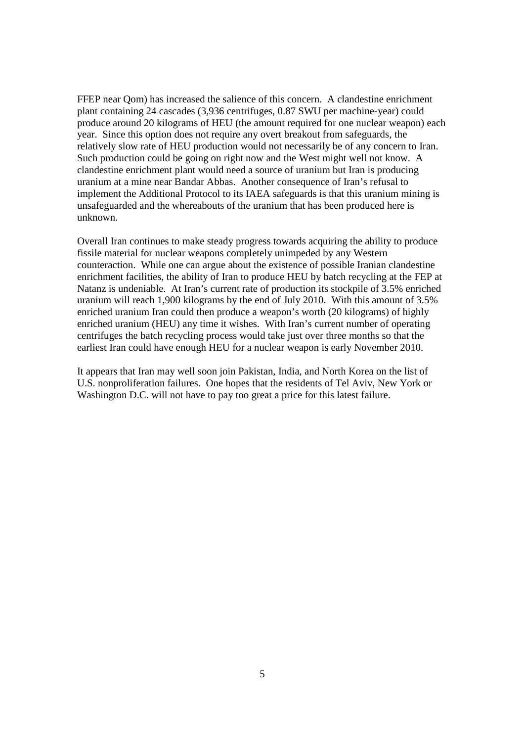FFEP near Qom) has increased the salience of this concern. A clandestine enrichment plant containing 24 cascades (3,936 centrifuges, 0.87 SWU per machine-year) could produce around 20 kilograms of HEU (the amount required for one nuclear weapon) each year. Since this option does not require any overt breakout from safeguards, the relatively slow rate of HEU production would not necessarily be of any concern to Iran. Such production could be going on right now and the West might well not know. A clandestine enrichment plant would need a source of uranium but Iran is producing uranium at a mine near Bandar Abbas. Another consequence of Iran's refusal to implement the Additional Protocol to its IAEA safeguards is that this uranium mining is unsafeguarded and the whereabouts of the uranium that has been produced here is unknown.

Overall Iran continues to make steady progress towards acquiring the ability to produce fissile material for nuclear weapons completely unimpeded by any Western counteraction. While one can argue about the existence of possible Iranian clandestine enrichment facilities, the ability of Iran to produce HEU by batch recycling at the FEP at Natanz is undeniable. At Iran's current rate of production its stockpile of 3.5% enriched uranium will reach 1,900 kilograms by the end of July 2010. With this amount of 3.5% enriched uranium Iran could then produce a weapon's worth (20 kilograms) of highly enriched uranium (HEU) any time it wishes. With Iran's current number of operating centrifuges the batch recycling process would take just over three months so that the earliest Iran could have enough HEU for a nuclear weapon is early November 2010.

It appears that Iran may well soon join Pakistan, India, and North Korea on the list of U.S. nonproliferation failures. One hopes that the residents of Tel Aviv, New York or Washington D.C. will not have to pay too great a price for this latest failure.